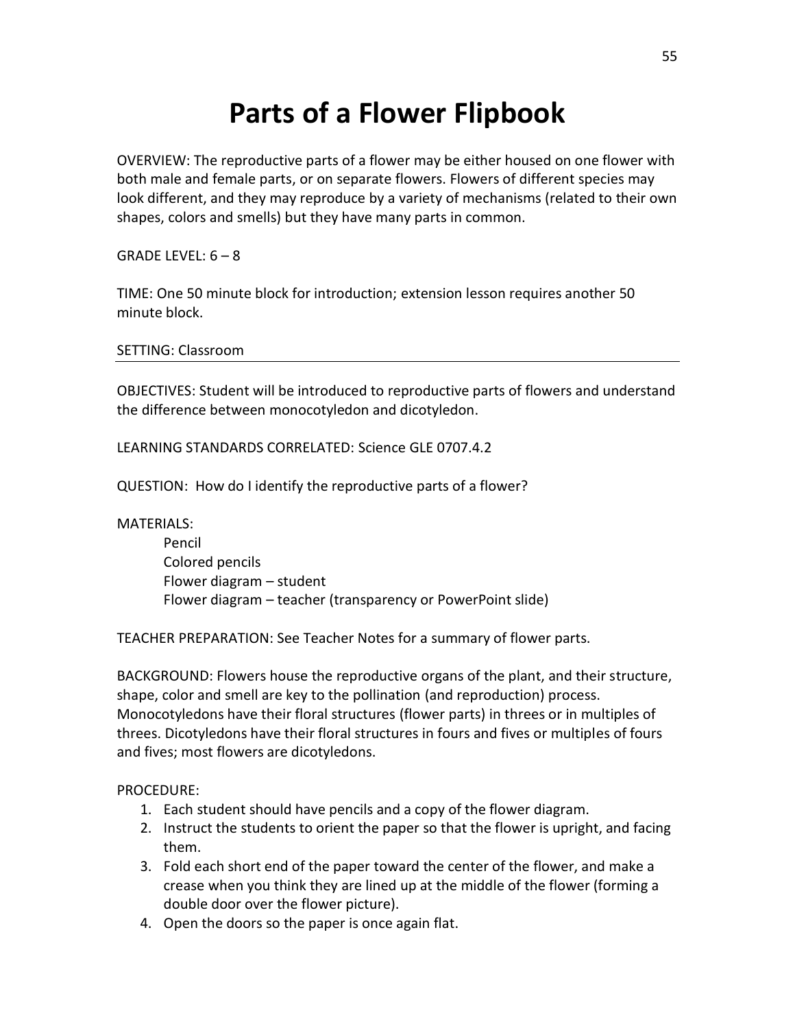# Parts of a Flower Flipbook

OVERVIEW: The reproductive parts of a flower may be either housed on one flower with both male and female parts, or on separate flowers. Flowers of different species may look different, and they may reproduce by a variety of mechanisms (related to their own shapes, colors and smells) but they have many parts in common.

GRADE LEVEL: 6 – 8

TIME: One 50 minute block for introduction; extension lesson requires another 50 minute block.

SETTING: Classroom

---

OBJECTIVES: Student will be introduced to reproductive parts of flowers and understand the difference between monocotyledon and dicotyledon.

LEARNING STANDARDS CORRELATED: Science GLE 0707.4.2

QUESTION: How do I identify the reproductive parts of a flower?

MATERIALS:

- Pencil
- Colored pencils
- Flower diagram – student
- Flower diagram – teacher (transparency or PowerPoint slide)

TEACHER PREPARATION: See Teacher Notes for a summary of flower parts.

BACKGROUND: Flowers house the reproductive organs of the plant, and their structure, shape, color and smell are key to the pollination (and reproduction) process. Monocotyledons have their floral structures (flower parts) in threes or in multiples of threes. Dicotyledons have their floral structures in fours and fives or multiples of fours and fives; most flowers are dicotyledons.

PROCEDURE:

1. Each student should have pencils and a copy of the flower diagram.
2. Instruct the students to orient the paper so that the flower is upright, and facing them.
3. Fold each short end of the paper toward the center of the flower, and make a crease when you think they are lined up at the middle of the flower (forming a double door over the flower picture).
4. Open the doors so the paper is once again flat.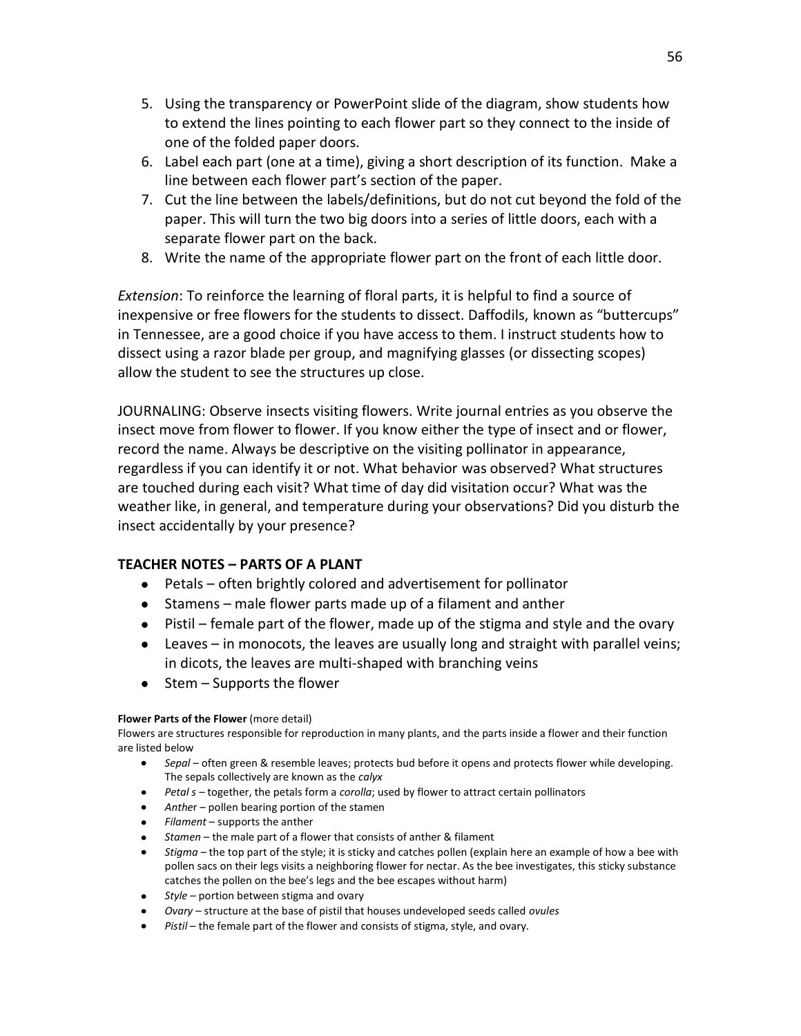5. Using the transparency or PowerPoint slide of the diagram, show students how to extend the lines pointing to each flower part so they connect to the inside of one of the folded paper doors.
6. Label each part (one at a time), giving a short description of its function. Make a line between each flower part's section of the paper.
7. Cut the line between the labels/definitions, but do not cut beyond the fold of the paper. This will turn the two big doors into a series of little doors, each with a separate flower part on the back.
8. Write the name of the appropriate flower part on the front of each little door.

*Extension*: To reinforce the learning of floral parts, it is helpful to find a source of inexpensive or free flowers for the students to dissect. Daffodils, known as "buttercups" in Tennessee, are a good choice if you have access to them. I instruct students how to dissect using a razor blade per group, and magnifying glasses (or dissecting scopes) allow the student to see the structures up close.

JOURNALING: Observe insects visiting flowers. Write journal entries as you observe the insect move from flower to flower. If you know either the type of insect and or flower, record the name. Always be descriptive on the visiting pollinator in appearance, regardless if you can identify it or not. What behavior was observed? What structures are touched during each visit? What time of day did visitation occur? What was the weather like, in general, and temperature during your observations? Did you disturb the insect accidentally by your presence?

### TEACHER NOTES – PARTS OF A PLANT

- Petals – often brightly colored and advertisement for pollinator
- Stamens – male flower parts made up of a filament and anther
- Pistil – female part of the flower, made up of the stigma and style and the ovary
- Leaves – in monocots, the leaves are usually long and straight with parallel veins; in dicots, the leaves are multi-shaped with branching veins
- Stem – Supports the flower

**Flower Parts of the Flower** (more detail)

Flowers are structures responsible for reproduction in many plants, and the parts inside a flower and their function are listed below

- *Sepal* – often green & resemble leaves; protects bud before it opens and protects flower while developing. The sepals collectively are known as the *calyx*
- *Petal s* – together, the petals form a *corolla*; used by flower to attract certain pollinators
- *Anther* – pollen bearing portion of the stamen
- *Filament* – supports the anther
- *Stamen* – the male part of a flower that consists of anther & filament
- *Stigma* – the top part of the style; it is sticky and catches pollen (explain here an example of how a bee with pollen sacs on their legs visits a neighboring flower for nectar. As the bee investigates, this sticky substance catches the pollen on the bee's legs and the bee escapes without harm)
- *Style* – portion between stigma and ovary
- *Ovary* – structure at the base of pistil that houses undeveloped seeds called *ovules*
- *Pistil* – the female part of the flower and consists of stigma, style, and ovary.